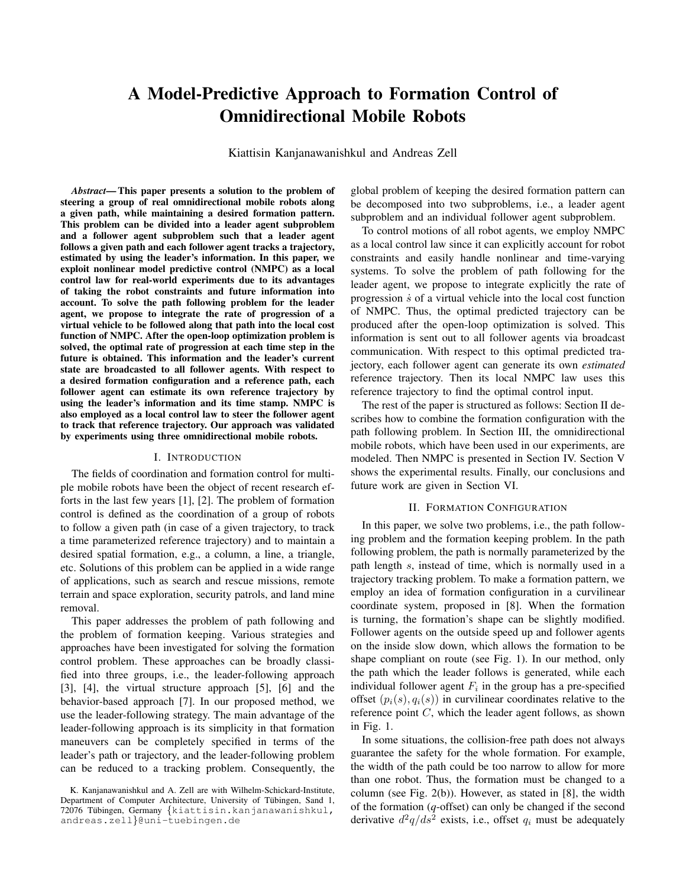# A Model-Predictive Approach to Formation Control of Omnidirectional Mobile Robots

Kiattisin Kanjanawanishkul and Andreas Zell

***Abstract*— This paper presents a solution to the problem of steering a group of real omnidirectional mobile robots along a given path, while maintaining a desired formation pattern. This problem can be divided into a leader agent subproblem and a follower agent subproblem such that a leader agent follows a given path and each follower agent tracks a trajectory, estimated by using the leader's information. In this paper, we exploit nonlinear model predictive control (NMPC) as a local control law for real-world experiments due to its advantages of taking the robot constraints and future information into account. To solve the path following problem for the leader agent, we propose to integrate the rate of progression of a virtual vehicle to be followed along that path into the local cost function of NMPC. After the open-loop optimization problem is solved, the optimal rate of progression at each time step in the future is obtained. This information and the leader's current state are broadcasted to all follower agents. With respect to a desired formation configuration and a reference path, each follower agent can estimate its own reference trajectory by using the leader's information and its time stamp. NMPC is also employed as a local control law to steer the follower agent to track that reference trajectory. Our approach was validated by experiments using three omnidirectional mobile robots.**

## I. Introduction

The fields of coordination and formation control for multiple mobile robots have been the object of recent research efforts in the last few years [1], [2]. The problem of formation control is defined as the coordination of a group of robots to follow a given path (in case of a given trajectory, to track a time parameterized reference trajectory) and to maintain a desired spatial formation, e.g., a column, a line, a triangle, etc. Solutions of this problem can be applied in a wide range of applications, such as search and rescue missions, remote terrain and space exploration, security patrols, and land mine removal.

This paper addresses the problem of path following and the problem of formation keeping. Various strategies and approaches have been investigated for solving the formation control problem. These approaches can be broadly classified into three groups, i.e., the leader-following approach [3], [4], the virtual structure approach [5], [6] and the behavior-based approach [7]. In our proposed method, we use the leader-following strategy. The main advantage of the leader-following approach is its simplicity in that formation maneuvers can be completely specified in terms of the leader's path or trajectory, and the leader-following problem can be reduced to a tracking problem. Consequently, the global problem of keeping the desired formation pattern can be decomposed into two subproblems, i.e., a leader agent subproblem and an individual follower agent subproblem.

To control motions of all robot agents, we employ NMPC as a local control law since it can explicitly account for robot constraints and easily handle nonlinear and time-varying systems. To solve the problem of path following for the leader agent, we propose to integrate explicitly the rate of progression $\dot{s}$ of a virtual vehicle into the local cost function of NMPC. Thus, the optimal predicted trajectory can be produced after the open-loop optimization is solved. This information is sent out to all follower agents via broadcast communication. With respect to this optimal predicted trajectory, each follower agent can generate its own *estimated* reference trajectory. Then its local NMPC law uses this reference trajectory to find the optimal control input.

The rest of the paper is structured as follows: Section II describes how to combine the formation configuration with the path following problem. In Section III, the omnidirectional mobile robots, which have been used in our experiments, are modeled. Then NMPC is presented in Section IV. Section V shows the experimental results. Finally, our conclusions and future work are given in Section VI.

## II. Formation Configuration

In this paper, we solve two problems, i.e., the path following problem and the formation keeping problem. In the path following problem, the path is normally parameterized by the path length $s$, instead of time, which is normally used in a trajectory tracking problem. To make a formation pattern, we employ an idea of formation configuration in a curvilinear coordinate system, proposed in [8]. When the formation is turning, the formation's shape can be slightly modified. Follower agents on the outside speed up and follower agents on the inside slow down, which allows the formation to be shape compliant on route (see Fig. 1). In our method, only the path which the leader follows is generated, while each individual follower agent $F_i$ in the group has a pre-specified offset $(p_i(s), q_i(s))$ in curvilinear coordinates relative to the reference point $C$, which the leader agent follows, as shown in Fig. 1.

In some situations, the collision-free path does not always guarantee the safety for the whole formation. For example, the width of the path could be too narrow to allow for more than one robot. Thus, the formation must be changed to a column (see Fig. 2(b)). However, as stated in [8], the width of the formation ($q$-offset) can only be changed if the second derivative $d^2q/ds^2$ exists, i.e., offset $q_i$ must be adequately

K. Kanjanawanishkul and A. Zell are with Wilhelm-Schickard-Institute, Department of Computer Architecture, University of Tübingen, Sand 1, 72076 Tübingen, Germany {kiattisin.kanjanawanishkul, andreas.zell}@uni-tuebingen.de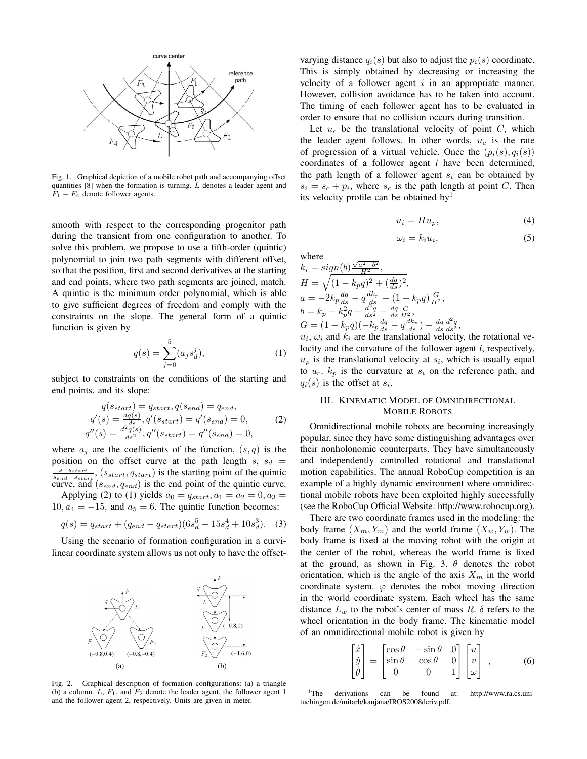Fig. 1. Graphical depiction of a mobile robot path and accompanying offset quantities [8] when the formation is turning. $L$ denotes a leader agent and $F_1 - F_4$ denote follower agents.

smooth with respect to the corresponding progenitor path during the transient from one configuration to another. To solve this problem, we propose to use a fifth-order (quintic) polynomial to join two path segments with different offset, so that the position, first and second derivatives at the starting and end points, where two path segments are joined, match. A quintic is the minimum order polynomial, which is able to give sufficient degrees of freedom and comply with the constraints on the slope. The general form of a quintic function is given by

$$q(s) = \sum_{j=0}^{5}(a_j s_d^j), \tag{1}$$

subject to constraints on the conditions of the starting and end points, and its slope:

$$\begin{aligned} q(s_{start}) &= q_{start}, q(s_{end}) = q_{end}, \\ q'(s) &= \tfrac{dq(s)}{ds}, q'(s_{start}) = q'(s_{end}) = 0, \\ q''(s) &= \tfrac{d^2q(s)}{ds^2}, q''(s_{start}) = q''(s_{end}) = 0, \end{aligned} \tag{2}$$

where $a_j$ are the coefficients of the function, $(s, q)$ is the position on the offset curve at the path length $s$, $s_d = \frac{s - s_{start}}{s_{end} - s_{start}}$, $(s_{start}, q_{start})$ is the starting point of the quintic curve, and $(s_{end}, q_{end})$ is the end point of the quintic curve.

Applying (2) to (1) yields $a_0 = q_{start}, a_1 = a_2 = 0, a_3 = 10, a_4 = -15$, and $a_5 = 6$. The quintic function becomes:

$$q(s) = q_{start} + (q_{end} - q_{start})(6s_d^5 - 15s_d^4 + 10s_d^3). \tag{3}$$

Using the scenario of formation configuration in a curvilinear coordinate system allows us not only to have the offset-varying distance $q_i(s)$ but also to adjust the $p_i(s)$ coordinate. This is simply obtained by decreasing or increasing the velocity of a follower agent $i$ in an appropriate manner. However, collision avoidance has to be taken into account. The timing of each follower agent has to be evaluated in order to ensure that no collision occurs during transition.

Let $u_c$ be the translational velocity of point $C$, which the leader agent follows. In other words, $u_c$ is the rate of progression of a virtual vehicle. Once the $(p_i(s), q_i(s))$ coordinates of a follower agent $i$ have been determined, the path length of a follower agent $s_i$ can be obtained by $s_i = s_c + p_i$, where $s_c$ is the path length at point $C$. Then its velocity profile can be obtained by[1]

$$u_i = H u_p, \tag{4}$$

$$\omega_i = k_i u_i, \tag{5}$$

where
$k_i = sign(b)\frac{\sqrt{a^2+b^2}}{H^2}$,
$H = \sqrt{(1 - k_p q)^2 + (\frac{dq}{ds})^2}$,
$a = -2k_p \frac{dq}{ds} - q\frac{dk_p}{ds} - (1 - k_p q)\frac{G}{H^2}$,
$b = k_p - k_p^2 q + \frac{d^2q}{ds^2} - \frac{dq}{ds}\frac{G}{H^2}$,
$G = (1 - k_p q)(-k_p \frac{dq}{ds} - q\frac{dk_p}{ds}) + \frac{dq}{ds}\frac{d^2q}{ds^2}$,
$u_i$, $\omega_i$ and $k_i$ are the translational velocity, the rotational velocity and the curvature of the follower agent *i*, respectively, $u_p$ is the translational velocity at $s_i$, which is usually equal to $u_c$. $k_p$ is the curvature at $s_i$ on the reference path, and $q_i(s)$ is the offset at $s_i$.

## III. Kinematic Model of Omnidirectional Mobile Robots

Omnidirectional mobile robots are becoming increasingly popular, since they have some distinguishing advantages over their nonholonomic counterparts. They have simultaneously and independently controlled rotational and translational motion capabilities. The annual RoboCup competition is an example of a highly dynamic environment where omnidirectional mobile robots have been exploited highly successfully (see the RoboCup Official Website: http://www.robocup.org).

There are two coordinate frames used in the modeling: the body frame $(X_m, Y_m)$ and the world frame $(X_w, Y_w)$. The body frame is fixed at the moving robot with the origin at the center of the robot, whereas the world frame is fixed at the ground, as shown in Fig. 3. $\theta$ denotes the robot orientation, which is the angle of the axis $X_m$ in the world coordinate system. $\varphi$ denotes the robot moving direction in the world coordinate system. Each wheel has the same distance $L_w$ to the robot's center of mass $R$. $\delta$ refers to the wheel orientation in the body frame. The kinematic model of an omnidirectional mobile robot is given by

$$\begin{bmatrix}\dot{x}\\ \dot{y}\\ \dot{\theta}\end{bmatrix} = \begin{bmatrix}\cos\theta & -\sin\theta & 0\\ \sin\theta & \cos\theta & 0\\ 0 & 0 & 1\end{bmatrix}\begin{bmatrix}u\\ v\\ \omega\end{bmatrix}, \tag{6}$$

Fig. 2. Graphical description of formation configurations: (a) a triangle (b) a column. $L$, $F_1$, and $F_2$ denote the leader agent, the follower agent 1 and the follower agent 2, respectively. Units are given in meter.

[1] The derivations can be found at: http://www.ra.cs.uni-tuebingen.de/mitarb/kanjana/IROS2008deriv.pdf.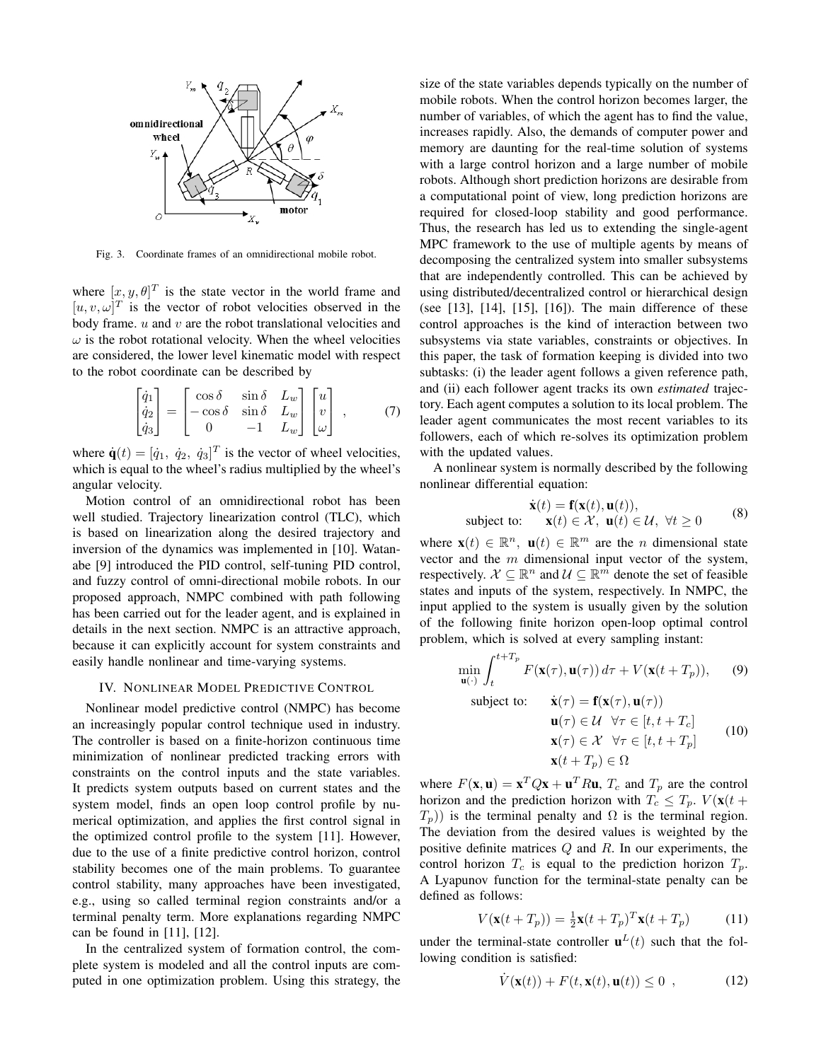Fig. 3. Coordinate frames of an omnidirectional mobile robot.

where $[x, y, \theta]^T$ is the state vector in the world frame and $[u, v, \omega]^T$ is the vector of robot velocities observed in the body frame. $u$ and $v$ are the robot translational velocities and $\omega$ is the robot rotational velocity. When the wheel velocities are considered, the lower level kinematic model with respect to the robot coordinate can be described by

$$\begin{bmatrix} \dot{q}_1 \\ \dot{q}_2 \\ \dot{q}_3 \end{bmatrix} = \begin{bmatrix} \cos\delta & \sin\delta & L_w \\ -\cos\delta & \sin\delta & L_w \\ 0 & -1 & L_w \end{bmatrix} \begin{bmatrix} u \\ v \\ \omega \end{bmatrix} , \tag{7}$$

where $\dot{\mathbf{q}}(t) = [\dot{q}_1,\ \dot{q}_2,\ \dot{q}_3]^T$ is the vector of wheel velocities, which is equal to the wheel's radius multiplied by the wheel's angular velocity.

Motion control of an omnidirectional robot has been well studied. Trajectory linearization control (TLC), which is based on linearization along the desired trajectory and inversion of the dynamics was implemented in [10]. Watanabe [9] introduced the PID control, self-tuning PID control, and fuzzy control of omni-directional mobile robots. In our proposed approach, NMPC combined with path following has been carried out for the leader agent, and is explained in details in the next section. NMPC is an attractive approach, because it can explicitly account for system constraints and easily handle nonlinear and time-varying systems.

## IV. Nonlinear Model Predictive Control

Nonlinear model predictive control (NMPC) has become an increasingly popular control technique used in industry. The controller is based on a finite-horizon continuous time minimization of nonlinear predicted tracking errors with constraints on the control inputs and the state variables. It predicts system outputs based on current states and the system model, finds an open loop control profile by numerical optimization, and applies the first control signal in the optimized control profile to the system [11]. However, due to the use of a finite predictive control horizon, control stability becomes one of the main problems. To guarantee control stability, many approaches have been investigated, e.g., using so called terminal region constraints and/or a terminal penalty term. More explanations regarding NMPC can be found in [11], [12].

In the centralized system of formation control, the complete system is modeled and all the control inputs are computed in one optimization problem. Using this strategy, the size of the state variables depends typically on the number of mobile robots. When the control horizon becomes larger, the number of variables, of which the agent has to find the value, increases rapidly. Also, the demands of computer power and memory are daunting for the real-time solution of systems with a large control horizon and a large number of mobile robots. Although short prediction horizons are desirable from a computational point of view, long prediction horizons are required for closed-loop stability and good performance. Thus, the research has led us to extending the single-agent MPC framework to the use of multiple agents by means of decomposing the centralized system into smaller subsystems that are independently controlled. This can be achieved by using distributed/decentralized control or hierarchical design (see [13], [14], [15], [16]). The main difference of these control approaches is the kind of interaction between two subsystems via state variables, constraints or objectives. In this paper, the task of formation keeping is divided into two subtasks: (i) the leader agent follows a given reference path, and (ii) each follower agent tracks its own *estimated* trajectory. Each agent computes a solution to its local problem. The leader agent communicates the most recent variables to its followers, each of which re-solves its optimization problem with the updated values.

A nonlinear system is normally described by the following nonlinear differential equation:

$$\begin{aligned} \dot{\mathbf{x}}(t) &= \mathbf{f}(\mathbf{x}(t), \mathbf{u}(t)), \\ \text{subject to:} \quad & \mathbf{x}(t) \in \mathcal{X},\ \mathbf{u}(t) \in \mathcal{U},\ \forall t \geq 0 \end{aligned} \tag{8}$$

where $\mathbf{x}(t) \in \mathbb{R}^n,\ \mathbf{u}(t) \in \mathbb{R}^m$ are the $n$ dimensional state vector and the $m$ dimensional input vector of the system, respectively. $\mathcal{X} \subseteq \mathbb{R}^n$ and $\mathcal{U} \subseteq \mathbb{R}^m$ denote the set of feasible states and inputs of the system, respectively. In NMPC, the input applied to the system is usually given by the solution of the following finite horizon open-loop optimal control problem, which is solved at every sampling instant:

$$\min_{\mathbf{u}(\cdot)} \int_t^{t+T_p} F(\mathbf{x}(\tau), \mathbf{u}(\tau))\, d\tau + V(\mathbf{x}(t+T_p)), \tag{9}$$

$$\begin{aligned} \text{subject to:} \quad & \dot{\mathbf{x}}(\tau) = \mathbf{f}(\mathbf{x}(\tau), \mathbf{u}(\tau)) \\ & \mathbf{u}(\tau) \in \mathcal{U} \quad \forall \tau \in [t, t+T_c] \\ & \mathbf{x}(\tau) \in \mathcal{X} \quad \forall \tau \in [t, t+T_p] \\ & \mathbf{x}(t+T_p) \in \Omega \end{aligned} \tag{10}$$

where $F(\mathbf{x}, \mathbf{u}) = \mathbf{x}^T Q \mathbf{x} + \mathbf{u}^T R \mathbf{u}$, $T_c$ and $T_p$ are the control horizon and the prediction horizon with $T_c \leq T_p$. $V(\mathbf{x}(t+T_p))$ is the terminal penalty and $\Omega$ is the terminal region. The deviation from the desired values is weighted by the positive definite matrices $Q$ and $R$. In our experiments, the control horizon $T_c$ is equal to the prediction horizon $T_p$. A Lyapunov function for the terminal-state penalty can be defined as follows:

$$V(\mathbf{x}(t+T_p)) = \tfrac{1}{2}\mathbf{x}(t+T_p)^T \mathbf{x}(t+T_p) \tag{11}$$

under the terminal-state controller $\mathbf{u}^L(t)$ such that the following condition is satisfied:

$$\dot{V}(\mathbf{x}(t)) + F(t, \mathbf{x}(t), \mathbf{u}(t)) \leq 0 \ , \tag{12}$$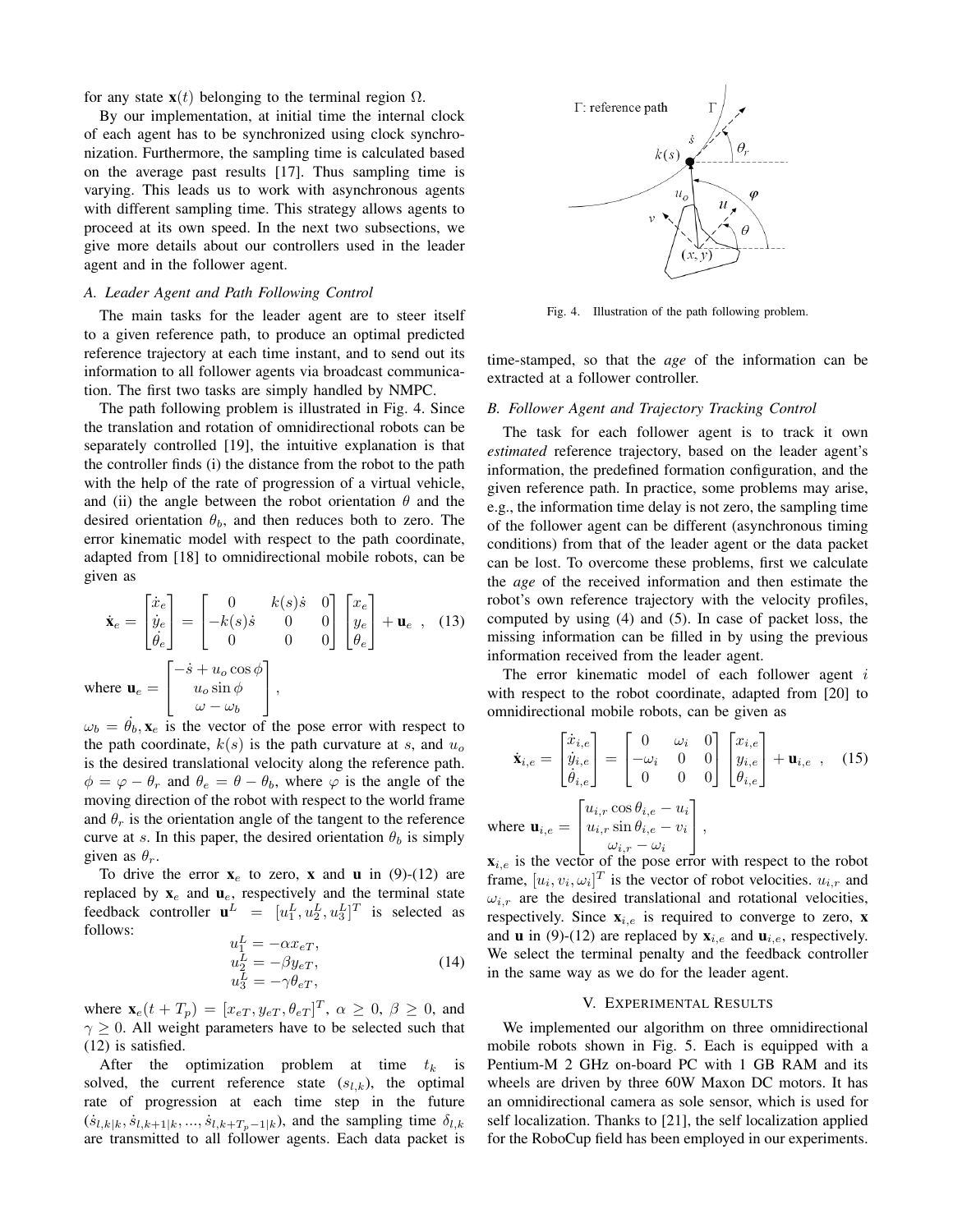for any state $\mathbf{x}(t)$ belonging to the terminal region $\Omega$.

By our implementation, at initial time the internal clock of each agent has to be synchronized using clock synchronization. Furthermore, the sampling time is calculated based on the average past results [17]. Thus sampling time is varying. This leads us to work with asynchronous agents with different sampling time. This strategy allows agents to proceed at its own speed. In the next two subsections, we give more details about our controllers used in the leader agent and in the follower agent.

### *A. Leader Agent and Path Following Control*

The main tasks for the leader agent are to steer itself to a given reference path, to produce an optimal predicted reference trajectory at each time instant, and to send out its information to all follower agents via broadcast communication. The first two tasks are simply handled by NMPC.

The path following problem is illustrated in Fig. 4. Since the translation and rotation of omnidirectional robots can be separately controlled [19], the intuitive explanation is that the controller finds (i) the distance from the robot to the path with the help of the rate of progression of a virtual vehicle, and (ii) the angle between the robot orientation $\theta$ and the desired orientation $\theta_b$, and then reduces both to zero. The error kinematic model with respect to the path coordinate, adapted from [18] to omnidirectional mobile robots, can be given as

$$\dot{\mathbf{x}}_e = \begin{bmatrix} \dot{x}_e \\ \dot{y}_e \\ \dot{\theta}_e \end{bmatrix} = \begin{bmatrix} 0 & k(s)\dot{s} & 0 \\ -k(s)\dot{s} & 0 & 0 \\ 0 & 0 & 0 \end{bmatrix} \begin{bmatrix} x_e \\ y_e \\ \theta_e \end{bmatrix} + \mathbf{u}_e \ , \quad (13)$$

where $\mathbf{u}_e = \begin{bmatrix} -\dot{s} + u_o \cos\phi \\ u_o \sin\phi \\ \omega - \omega_b \end{bmatrix}$,

$\omega_b = \dot{\theta_b}$, $\mathbf{x}_e$ is the vector of the pose error with respect to the path coordinate, $k(s)$ is the path curvature at $s$, and $u_o$ is the desired translational velocity along the reference path. $\phi = \varphi - \theta_r$ and $\theta_e = \theta - \theta_b$, where $\varphi$ is the angle of the moving direction of the robot with respect to the world frame and $\theta_r$ is the orientation angle of the tangent to the reference curve at $s$. In this paper, the desired orientation $\theta_b$ is simply given as $\theta_r$.

To drive the error $\mathbf{x}_e$ to zero, $\mathbf{x}$ and $\mathbf{u}$ in (9)-(12) are replaced by $\mathbf{x}_e$ and $\mathbf{u}_e$, respectively and the terminal state feedback controller $\mathbf{u}^L = [u_1^L, u_2^L, u_3^L]^T$ is selected as follows:

$$\begin{aligned} u_1^L &= -\alpha x_{eT}, \\ u_2^L &= -\beta y_{eT}, \\ u_3^L &= -\gamma \theta_{eT}, \end{aligned} \quad (14)$$

where $\mathbf{x}_e(t+T_p) = [x_{eT}, y_{eT}, \theta_{eT}]^T$, $\alpha \geq 0$, $\beta \geq 0$, and $\gamma \geq 0$. All weight parameters have to be selected such that (12) is satisfied.

After the optimization problem at time $t_k$ is solved, the current reference state $(s_{l,k})$, the optimal rate of progression at each time step in the future $(\dot{s}_{l,k|k}, \dot{s}_{l,k+1|k}, ..., \dot{s}_{l,k+T_p-1|k})$, and the sampling time $\delta_{l,k}$ are transmitted to all follower agents. Each data packet is time-stamped, so that the *age* of the information can be extracted at a follower controller.

Fig. 4. Illustration of the path following problem.

### *B. Follower Agent and Trajectory Tracking Control*

The task for each follower agent is to track it own *estimated* reference trajectory, based on the leader agent's information, the predefined formation configuration, and the given reference path. In practice, some problems may arise, e.g., the information time delay is not zero, the sampling time of the follower agent can be different (asynchronous timing conditions) from that of the leader agent or the data packet can be lost. To overcome these problems, first we calculate the *age* of the received information and then estimate the robot's own reference trajectory with the velocity profiles, computed by using (4) and (5). In case of packet loss, the missing information can be filled in by using the previous information received from the leader agent.

The error kinematic model of each follower agent $i$ with respect to the robot coordinate, adapted from [20] to omnidirectional mobile robots, can be given as

$$\dot{\mathbf{x}}_{i,e} = \begin{bmatrix} \dot{x}_{i,e} \\ \dot{y}_{i,e} \\ \dot{\theta}_{i,e} \end{bmatrix} = \begin{bmatrix} 0 & \omega_i & 0 \\ -\omega_i & 0 & 0 \\ 0 & 0 & 0 \end{bmatrix} \begin{bmatrix} x_{i,e} \\ y_{i,e} \\ \theta_{i,e} \end{bmatrix} + \mathbf{u}_{i,e} \ , \quad (15)$$

where $\mathbf{u}_{i,e} = \begin{bmatrix} u_{i,r}\cos\theta_{i,e} - u_i \\ u_{i,r}\sin\theta_{i,e} - v_i \\ \omega_{i,r} - \omega_i \end{bmatrix}$,

$\mathbf{x}_{i,e}$ is the vector of the pose error with respect to the robot frame, $[u_i, v_i, \omega_i]^T$ is the vector of robot velocities. $u_{i,r}$ and $\omega_{i,r}$ are the desired translational and rotational velocities, respectively. Since $\mathbf{x}_{i,e}$ is required to converge to zero, $\mathbf{x}$ and $\mathbf{u}$ in (9)-(12) are replaced by $\mathbf{x}_{i,e}$ and $\mathbf{u}_{i,e}$, respectively. We select the terminal penalty and the feedback controller in the same way as we do for the leader agent.

## V. Experimental Results

We implemented our algorithm on three omnidirectional mobile robots shown in Fig. 5. Each is equipped with a Pentium-M 2 GHz on-board PC with 1 GB RAM and its wheels are driven by three 60W Maxon DC motors. It has an omnidirectional camera as sole sensor, which is used for self localization. Thanks to [21], the self localization applied for the RoboCup field has been employed in our experiments.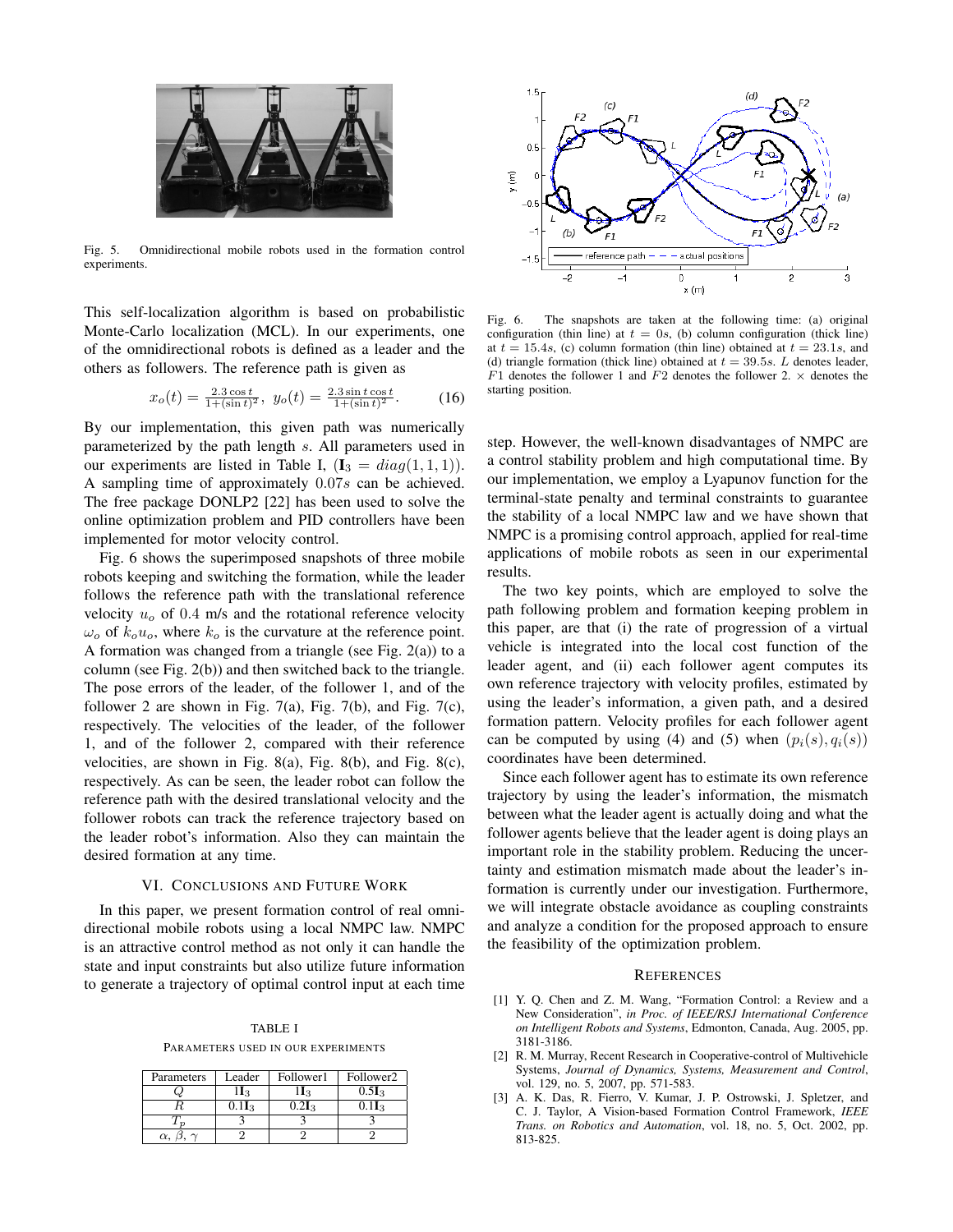Fig. 5. Omnidirectional mobile robots used in the formation control experiments.

This self-localization algorithm is based on probabilistic Monte-Carlo localization (MCL). In our experiments, one of the omnidirectional robots is defined as a leader and the others as followers. The reference path is given as

$$x_o(t) = \frac{2.3 \cos t}{1+(\sin t)^2}, \ y_o(t) = \frac{2.3 \sin t \cos t}{1+(\sin t)^2}. \tag{16}$$

By our implementation, this given path was numerically parameterized by the path length $s$. All parameters used in our experiments are listed in Table I, ($\mathbf{I}_3 = diag(1, 1, 1)$). A sampling time of approximately $0.07s$ can be achieved. The free package DONLP2 [22] has been used to solve the online optimization problem and PID controllers have been implemented for motor velocity control.

Fig. 6 shows the superimposed snapshots of three mobile robots keeping and switching the formation, while the leader follows the reference path with the translational reference velocity $u_o$ of $0.4$ m/s and the rotational reference velocity $\omega_o$ of $k_o u_o$, where $k_o$ is the curvature at the reference point. A formation was changed from a triangle (see Fig. 2(a)) to a column (see Fig. 2(b)) and then switched back to the triangle. The pose errors of the leader, of the follower 1, and of the follower 2 are shown in Fig. 7(a), Fig. 7(b), and Fig. 7(c), respectively. The velocities of the leader, of the follower 1, and of the follower 2, compared with their reference velocities, are shown in Fig. 8(a), Fig. 8(b), and Fig. 8(c), respectively. As can be seen, the leader robot can follow the reference path with the desired translational velocity and the follower robots can track the reference trajectory based on the leader robot's information. Also they can maintain the desired formation at any time.

## VI. Conclusions and Future Work

In this paper, we present formation control of real omnidirectional mobile robots using a local NMPC law. NMPC is an attractive control method as not only it can handle the state and input constraints but also utilize future information to generate a trajectory of optimal control input at each time step. However, the well-known disadvantages of NMPC are a control stability problem and high computational time. By our implementation, we employ a Lyapunov function for the terminal-state penalty and terminal constraints to guarantee the stability of a local NMPC law and we have shown that NMPC is a promising control approach, applied for real-time applications of mobile robots as seen in our experimental results.

The two key points, which are employed to solve the path following problem and formation keeping problem in this paper, are that (i) the rate of progression of a virtual vehicle is integrated into the local cost function of the leader agent, and (ii) each follower agent computes its own reference trajectory with velocity profiles, estimated by using the leader's information, a given path, and a desired formation pattern. Velocity profiles for each follower agent can be computed by using (4) and (5) when $(p_i(s), q_i(s))$ coordinates have been determined.

Since each follower agent has to estimate its own reference trajectory by using the leader's information, the mismatch between what the leader agent is actually doing and what the follower agents believe that the leader agent is doing plays an important role in the stability problem. Reducing the uncertainty and estimation mismatch made about the leader's information is currently under our investigation. Furthermore, we will integrate obstacle avoidance as coupling constraints and analyze a condition for the proposed approach to ensure the feasibility of the optimization problem.

TABLE I
PARAMETERS USED IN OUR EXPERIMENTS

| Parameters | Leader | Follower1 | Follower2 |
|---|---|---|---|
| $Q$ | $1\mathbf{I}_3$ | $1\mathbf{I}_3$ | $0.5\mathbf{I}_3$ |
| $R$ | $0.1\mathbf{I}_3$ | $0.2\mathbf{I}_3$ | $0.1\mathbf{I}_3$ |
| $T_p$ | 3 | 3 | 3 |
| $\alpha$, $\beta$, $\gamma$ | 2 | 2 | 2 |

Fig. 6. The snapshots are taken at the following time: (a) original configuration (thin line) at $t = 0s$, (b) column configuration (thick line) at $t = 15.4s$, (c) column formation (thin line) obtained at $t = 23.1s$, and (d) triangle formation (thick line) obtained at $t = 39.5s$. $L$ denotes leader, $F1$ denotes the follower 1 and $F2$ denotes the follower 2. $\times$ denotes the starting position.

## References

[1] Y. Q. Chen and Z. M. Wang, "Formation Control: a Review and a New Consideration", *in Proc. of IEEE/RSJ International Conference on Intelligent Robots and Systems*, Edmonton, Canada, Aug. 2005, pp. 3181-3186.

[2] R. M. Murray, Recent Research in Cooperative-control of Multivehicle Systems, *Journal of Dynamics, Systems, Measurement and Control*, vol. 129, no. 5, 2007, pp. 571-583.

[3] A. K. Das, R. Fierro, V. Kumar, J. P. Ostrowski, J. Spletzer, and C. J. Taylor, A Vision-based Formation Control Framework, *IEEE Trans. on Robotics and Automation*, vol. 18, no. 5, Oct. 2002, pp. 813-825.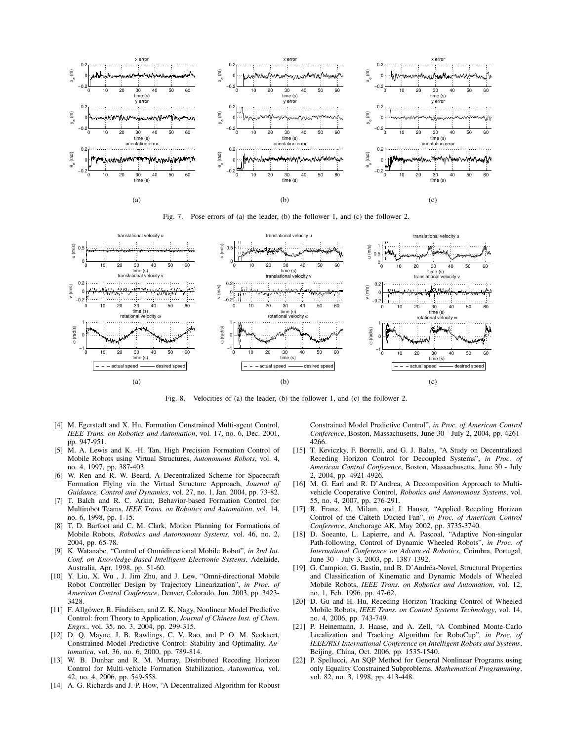x error

0.2

0

−0.2

$x_e$ (m)

0 10 20 30 40 50 60

time (s)

y error

$y_e$ (m)

orientation error

$\theta_e$ (rad)

(a) (b) (c)

Fig. 7. Pose errors of (a) the leader, (b) the follower 1, and (c) the follower 2.

translational velocity u

u (m/s)

translational velocity v

v (m/s)

rotational velocity ω

ω (rad/s)

time (s)

actual speed — desired speed

(a) (b) (c)

Fig. 8. Velocities of (a) the leader, (b) the follower 1, and (c) the follower 2.

[4] M. Egerstedt and X. Hu, Formation Constrained Multi-agent Control, *IEEE Trans. on Robotics and Automation*, vol. 17, no. 6, Dec. 2001, pp. 947-951.

[5] M. A. Lewis and K. -H. Tan, High Precision Formation Control of Mobile Robots using Virtual Structures, *Autonomous Robots*, vol. 4, no. 4, 1997, pp. 387-403.

[6] W. Ren and R. W. Beard, A Decentralized Scheme for Spacecraft Formation Flying via the Virtual Structure Approach, *Journal of Guidance, Control and Dynamics*, vol. 27, no. 1, Jan. 2004, pp. 73-82.

[7] T. Balch and R. C. Arkin, Behavior-based Formation Control for Multirobot Teams, *IEEE Trans. on Robotics and Automation*, vol. 14, no. 6, 1998, pp. 1-15.

[8] T. D. Barfoot and C. M. Clark, Motion Planning for Formations of Mobile Robots, *Robotics and Autonomous Systems*, vol. 46, no. 2, 2004, pp. 65-78.

[9] K. Watanabe, "Control of Omnidirectional Mobile Robot", *in 2nd Int. Conf. on Knowledge-Based Intelligent Electronic Systems*, Adelaide, Australia, Apr. 1998, pp. 51-60.

[10] Y. Liu, X. Wu , J. Jim Zhu, and J. Lew, "Omni-directional Mobile Robot Controller Design by Trajectory Linearization", *in Proc. of American Control Conference*, Denver, Colorado, Jun. 2003, pp. 3423-3428.

[11] F. Allgöwer, R. Findeisen, and Z. K. Nagy, Nonlinear Model Predictive Control: from Theory to Application, *Journal of Chinese Inst. of Chem. Engrs.*, vol. 35, no. 3, 2004, pp. 299-315.

[12] D. Q. Mayne, J. B. Rawlings, C. V. Rao, and P. O. M. Scokaert, Constrained Model Predictive Control: Stability and Optimality, *Automatica*, vol. 36, no. 6, 2000, pp. 789-814.

[13] W. B. Dunbar and R. M. Murray, Distributed Receding Horizon Control for Multi-vehicle Formation Stabilization, *Automatica*, vol. 42, no. 4, 2006, pp. 549-558.

[14] A. G. Richards and J. P. How, "A Decentralized Algorithm for Robust Constrained Model Predictive Control", *in Proc. of American Control Conference*, Boston, Massachusetts, June 30 - July 2, 2004, pp. 4261-4266.

[15] T. Keviczky, F. Borrelli, and G. J. Balas, "A Study on Decentralized Receding Horizon Control for Decoupled Systems", *in Proc. of American Control Conference*, Boston, Massachusetts, June 30 - July 2, 2004, pp. 4921-4926.

[16] M. G. Earl and R. D'Andrea, A Decomposition Approach to Multi-vehicle Cooperative Control, *Robotics and Autonomous Systems*, vol. 55, no. 4, 2007, pp. 276-291.

[17] R. Franz, M. Milam, and J. Hauser, "Applied Receding Horizon Control of the Calteth Ducted Fan", *in Proc. of American Control Conference*, Anchorage AK, May 2002, pp. 3735-3740.

[18] D. Soeanto, L. Lapierre, and A. Pascoal, "Adaptive Non-singular Path-following, Control of Dynamic Wheeled Robots", *in Proc. of International Conference on Advanced Robotics*, Coimbra, Portugal, June 30 - July 3, 2003, pp. 1387-1392.

[19] G. Campion, G. Bastin, and B. D'Andréa-Novel, Structural Properties and Classification of Kinematic and Dynamic Models of Wheeled Mobile Robots, *IEEE Trans. on Robotics and Automation*, vol. 12, no. 1, Feb. 1996, pp. 47-62.

[20] D. Gu and H. Hu, Receding Horizon Tracking Control of Wheeled Mobile Robots, *IEEE Trans. on Control Systems Technology*, vol. 14, no. 4, 2006, pp. 743-749.

[21] P. Heinemann, J. Haase, and A. Zell, "A Combined Monte-Carlo Localization and Tracking Algorithm for RoboCup", *in Proc. of IEEE/RSJ International Conference on Intelligent Robots and Systems*, Beijing, China, Oct. 2006, pp. 1535-1540.

[22] P. Spellucci, An SQP Method for General Nonlinear Programs using only Equality Constrained Subproblems, *Mathematical Programming*, vol. 82, no. 3, 1998, pp. 413-448.